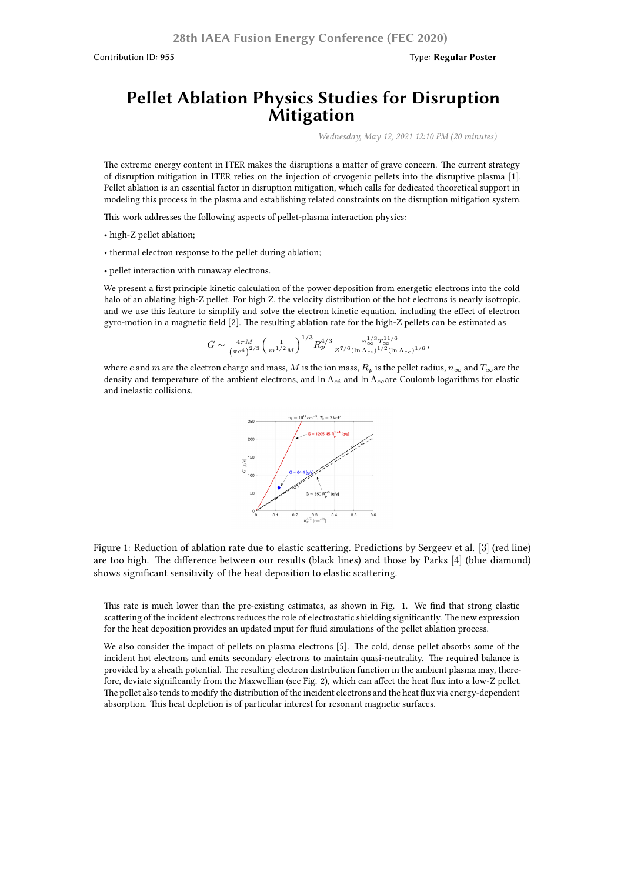Contribution ID: **955**　　　　Type: **Regular Poster**

# Pellet Ablation Physics Studies for Disruption Mitigation

*Wednesday, May 12, 2021 12:10 PM (20 minutes)*

The extreme energy content in ITER makes the disruptions a matter of grave concern. The current strategy of disruption mitigation in ITER relies on the injection of cryogenic pellets into the disruptive plasma [1]. Pellet ablation is an essential factor in disruption mitigation, which calls for dedicated theoretical support in modeling this process in the plasma and establishing related constraints on the disruption mitigation system.

This work addresses the following aspects of pellet-plasma interaction physics:

- high-Z pellet ablation;
- thermal electron response to the pellet during ablation;
- pellet interaction with runaway electrons.

We present a first principle kinetic calculation of the power deposition from energetic electrons into the cold halo of an ablating high-Z pellet. For high Z, the velocity distribution of the hot electrons is nearly isotropic, and we use this feature to simplify and solve the electron kinetic equation, including the effect of electron gyro-motion in a magnetic field [2]. The resulting ablation rate for the high-Z pellets can be estimated as

$$G \sim \frac{4\pi M}{\left(\pi e^4\right)^{2/3}}\left(\frac{1}{m^{1/2}M}\right)^{1/3} R_p^{4/3} \frac{n_\infty^{1/3} T_\infty^{11/6}}{Z^{7/6}(\ln \Lambda_{ei})^{1/2}(\ln \Lambda_{ee})^{1/6}},$$

where $e$ and $m$ are the electron charge and mass, $M$ is the ion mass, $R_p$ is the pellet radius, $n_\infty$ and $T_\infty$ are the density and temperature of the ambient electrons, and $\ln \Lambda_{ei}$ and $\ln \Lambda_{ee}$ are Coulomb logarithms for elastic and inelastic collisions.

Figure 1: Reduction of ablation rate due to elastic scattering. Predictions by Sergeev et al. [3] (red line) are too high. The difference between our results (black lines) and those by Parks [4] (blue diamond) shows significant sensitivity of the heat deposition to elastic scattering.

This rate is much lower than the pre-existing estimates, as shown in Fig. 1. We find that strong elastic scattering of the incident electrons reduces the role of electrostatic shielding significantly. The new expression for the heat deposition provides an updated input for fluid simulations of the pellet ablation process.

We also consider the impact of pellets on plasma electrons [5]. The cold, dense pellet absorbs some of the incident hot electrons and emits secondary electrons to maintain quasi-neutrality. The required balance is provided by a sheath potential. The resulting electron distribution function in the ambient plasma may, therefore, deviate significantly from the Maxwellian (see Fig. 2), which can affect the heat flux into a low-Z pellet. The pellet also tends to modify the distribution of the incident electrons and the heat flux via energy-dependent absorption. This heat depletion is of particular interest for resonant magnetic surfaces.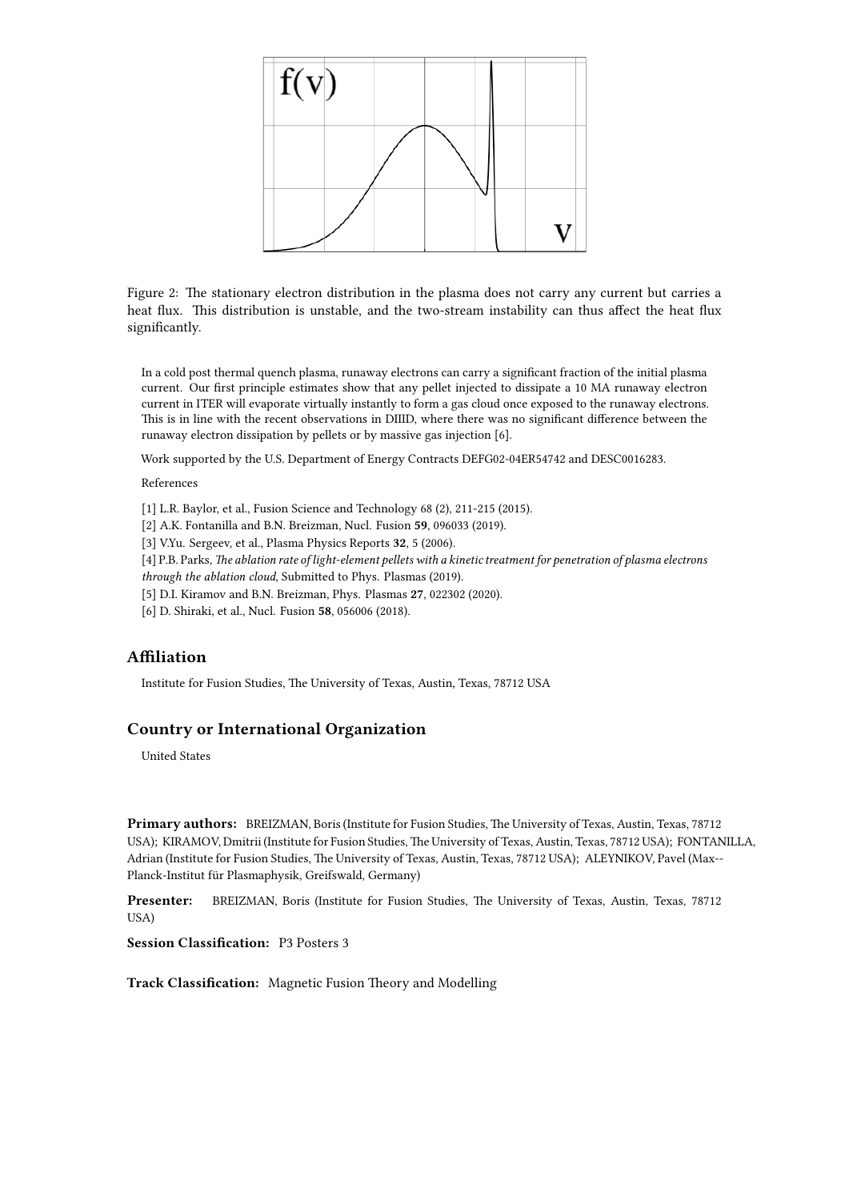f(v)

v

Figure 2: The stationary electron distribution in the plasma does not carry any current but carries a heat flux. This distribution is unstable, and the two-stream instability can thus affect the heat flux significantly.

In a cold post thermal quench plasma, runaway electrons can carry a significant fraction of the initial plasma current. Our first principle estimates show that any pellet injected to dissipate a 10 MA runaway electron current in ITER will evaporate virtually instantly to form a gas cloud once exposed to the runaway electrons. This is in line with the recent observations in DIIID, where there was no significant difference between the runaway electron dissipation by pellets or by massive gas injection [6].

Work supported by the U.S. Department of Energy Contracts DEFG02-04ER54742 and DESC0016283.

References

[1] L.R. Baylor, et al., Fusion Science and Technology 68 (2), 211-215 (2015).
[2] A.K. Fontanilla and B.N. Breizman, Nucl. Fusion **59**, 096033 (2019).
[3] V.Yu. Sergeev, et al., Plasma Physics Reports **32**, 5 (2006).
[4] P.B. Parks, *The ablation rate of light-element pellets with a kinetic treatment for penetration of plasma electrons through the ablation cloud*, Submitted to Phys. Plasmas (2019).
[5] D.I. Kiramov and B.N. Breizman, Phys. Plasmas **27**, 022302 (2020).
[6] D. Shiraki, et al., Nucl. Fusion **58**, 056006 (2018).

## Affiliation

Institute for Fusion Studies, The University of Texas, Austin, Texas, 78712 USA

## Country or International Organization

United States

**Primary authors:** BREIZMAN, Boris (Institute for Fusion Studies, The University of Texas, Austin, Texas, 78712 USA); KIRAMOV, Dmitrii (Institute for Fusion Studies, The University of Texas, Austin, Texas, 78712 USA); FONTANILLA, Adrian (Institute for Fusion Studies, The University of Texas, Austin, Texas, 78712 USA); ALEYNIKOV, Pavel (Max--Planck-Institut für Plasmaphysik, Greifswald, Germany)

**Presenter:** BREIZMAN, Boris (Institute for Fusion Studies, The University of Texas, Austin, Texas, 78712 USA)

**Session Classification:** P3 Posters 3

**Track Classification:** Magnetic Fusion Theory and Modelling